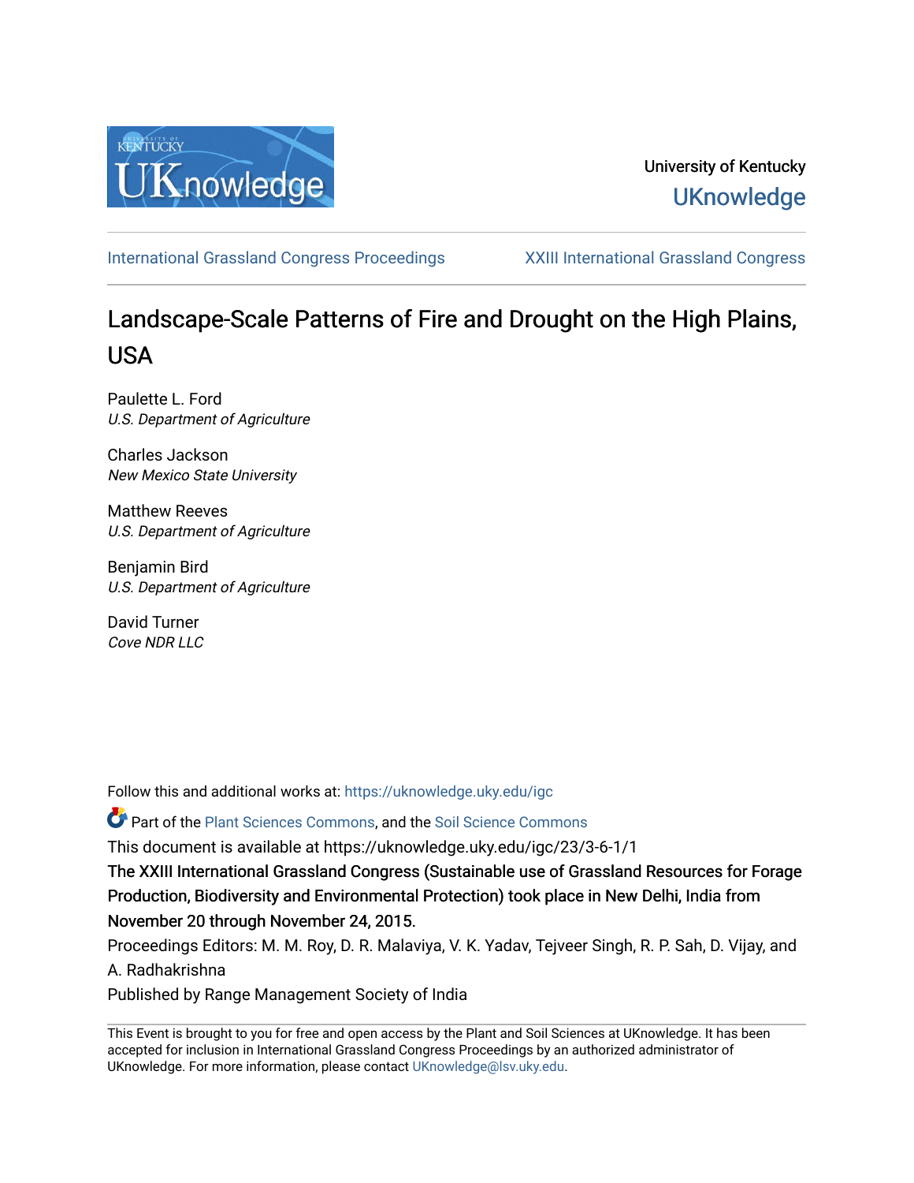University of Kentucky
UKnowledge

International Grassland Congress Proceedings | XXIII International Grassland Congress

# Landscape-Scale Patterns of Fire and Drought on the High Plains, USA

Paulette L. Ford
*U.S. Department of Agriculture*

Charles Jackson
*New Mexico State University*

Matthew Reeves
*U.S. Department of Agriculture*

Benjamin Bird
*U.S. Department of Agriculture*

David Turner
*Cove NDR LLC*

Follow this and additional works at: https://uknowledge.uky.edu/igc

Part of the Plant Sciences Commons, and the Soil Science Commons

This document is available at https://uknowledge.uky.edu/igc/23/3-6-1/1

The XXIII International Grassland Congress (Sustainable use of Grassland Resources for Forage Production, Biodiversity and Environmental Protection) took place in New Delhi, India from November 20 through November 24, 2015.

Proceedings Editors: M. M. Roy, D. R. Malaviya, V. K. Yadav, Tejveer Singh, R. P. Sah, D. Vijay, and A. Radhakrishna

Published by Range Management Society of India

This Event is brought to you for free and open access by the Plant and Soil Sciences at UKnowledge. It has been accepted for inclusion in International Grassland Congress Proceedings by an authorized administrator of UKnowledge. For more information, please contact UKnowledge@lsv.uky.edu.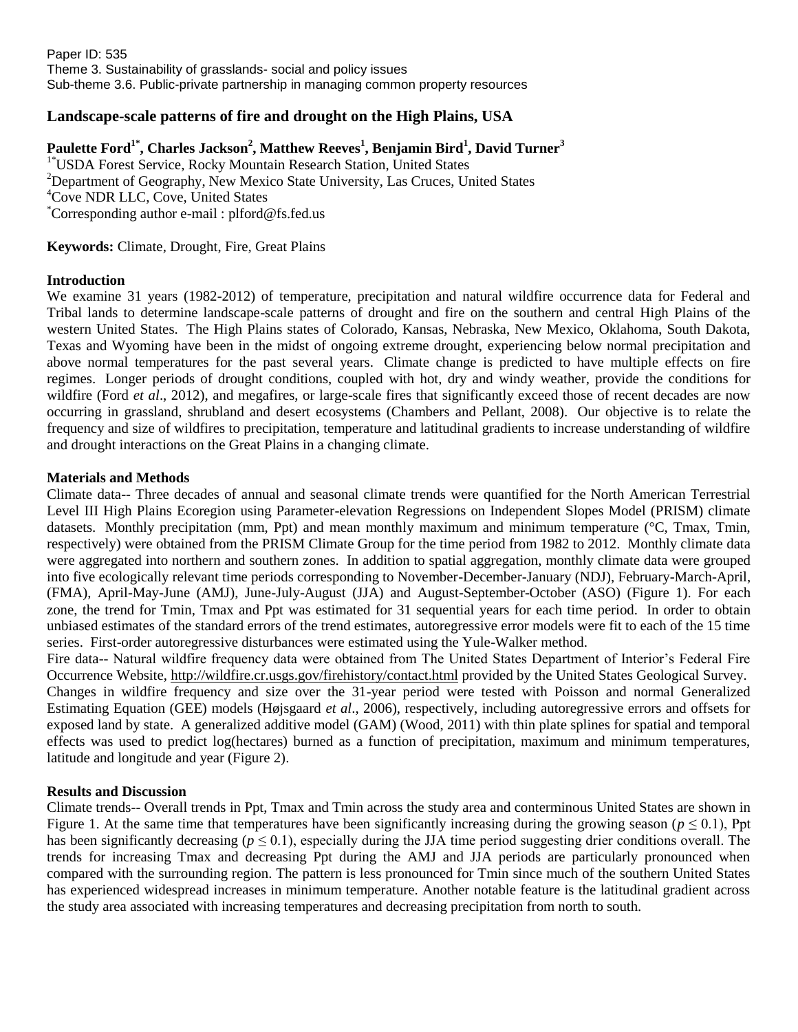Paper ID: 535
Theme 3. Sustainability of grasslands- social and policy issues
Sub-theme 3.6. Public-private partnership in managing common property resources

## Landscape-scale patterns of fire and drought on the High Plains, USA

**Paulette Ford[1*], Charles Jackson[2], Matthew Reeves[1], Benjamin Bird[1], David Turner[3]**

[1*]USDA Forest Service, Rocky Mountain Research Station, United States
[2]Department of Geography, New Mexico State University, Las Cruces, United States
[4]Cove NDR LLC, Cove, United States
[*]Corresponding author e-mail : plford@fs.fed.us

**Keywords:** Climate, Drought, Fire, Great Plains

### Introduction

We examine 31 years (1982-2012) of temperature, precipitation and natural wildfire occurrence data for Federal and Tribal lands to determine landscape-scale patterns of drought and fire on the southern and central High Plains of the western United States. The High Plains states of Colorado, Kansas, Nebraska, New Mexico, Oklahoma, South Dakota, Texas and Wyoming have been in the midst of ongoing extreme drought, experiencing below normal precipitation and above normal temperatures for the past several years. Climate change is predicted to have multiple effects on fire regimes. Longer periods of drought conditions, coupled with hot, dry and windy weather, provide the conditions for wildfire (Ford *et al*., 2012), and megafires, or large-scale fires that significantly exceed those of recent decades are now occurring in grassland, shrubland and desert ecosystems (Chambers and Pellant, 2008). Our objective is to relate the frequency and size of wildfires to precipitation, temperature and latitudinal gradients to increase understanding of wildfire and drought interactions on the Great Plains in a changing climate.

### Materials and Methods

Climate data-- Three decades of annual and seasonal climate trends were quantified for the North American Terrestrial Level III High Plains Ecoregion using Parameter-elevation Regressions on Independent Slopes Model (PRISM) climate datasets. Monthly precipitation (mm, Ppt) and mean monthly maximum and minimum temperature (°C, Tmax, Tmin, respectively) were obtained from the PRISM Climate Group for the time period from 1982 to 2012. Monthly climate data were aggregated into northern and southern zones. In addition to spatial aggregation, monthly climate data were grouped into five ecologically relevant time periods corresponding to November-December-January (NDJ), February-March-April, (FMA), April-May-June (AMJ), June-July-August (JJA) and August-September-October (ASO) (Figure 1). For each zone, the trend for Tmin, Tmax and Ppt was estimated for 31 sequential years for each time period. In order to obtain unbiased estimates of the standard errors of the trend estimates, autoregressive error models were fit to each of the 15 time series. First-order autoregressive disturbances were estimated using the Yule-Walker method.

Fire data-- Natural wildfire frequency data were obtained from The United States Department of Interior's Federal Fire Occurrence Website, http://wildfire.cr.usgs.gov/firehistory/contact.html provided by the United States Geological Survey. Changes in wildfire frequency and size over the 31-year period were tested with Poisson and normal Generalized Estimating Equation (GEE) models (Højsgaard *et al*., 2006), respectively, including autoregressive errors and offsets for exposed land by state. A generalized additive model (GAM) (Wood, 2011) with thin plate splines for spatial and temporal effects was used to predict log(hectares) burned as a function of precipitation, maximum and minimum temperatures, latitude and longitude and year (Figure 2).

### Results and Discussion

Climate trends-- Overall trends in Ppt, Tmax and Tmin across the study area and conterminous United States are shown in Figure 1. At the same time that temperatures have been significantly increasing during the growing season ($p \leq 0.1$), Ppt has been significantly decreasing ($p \leq 0.1$), especially during the JJA time period suggesting drier conditions overall. The trends for increasing Tmax and decreasing Ppt during the AMJ and JJA periods are particularly pronounced when compared with the surrounding region. The pattern is less pronounced for Tmin since much of the southern United States has experienced widespread increases in minimum temperature. Another notable feature is the latitudinal gradient across the study area associated with increasing temperatures and decreasing precipitation from north to south.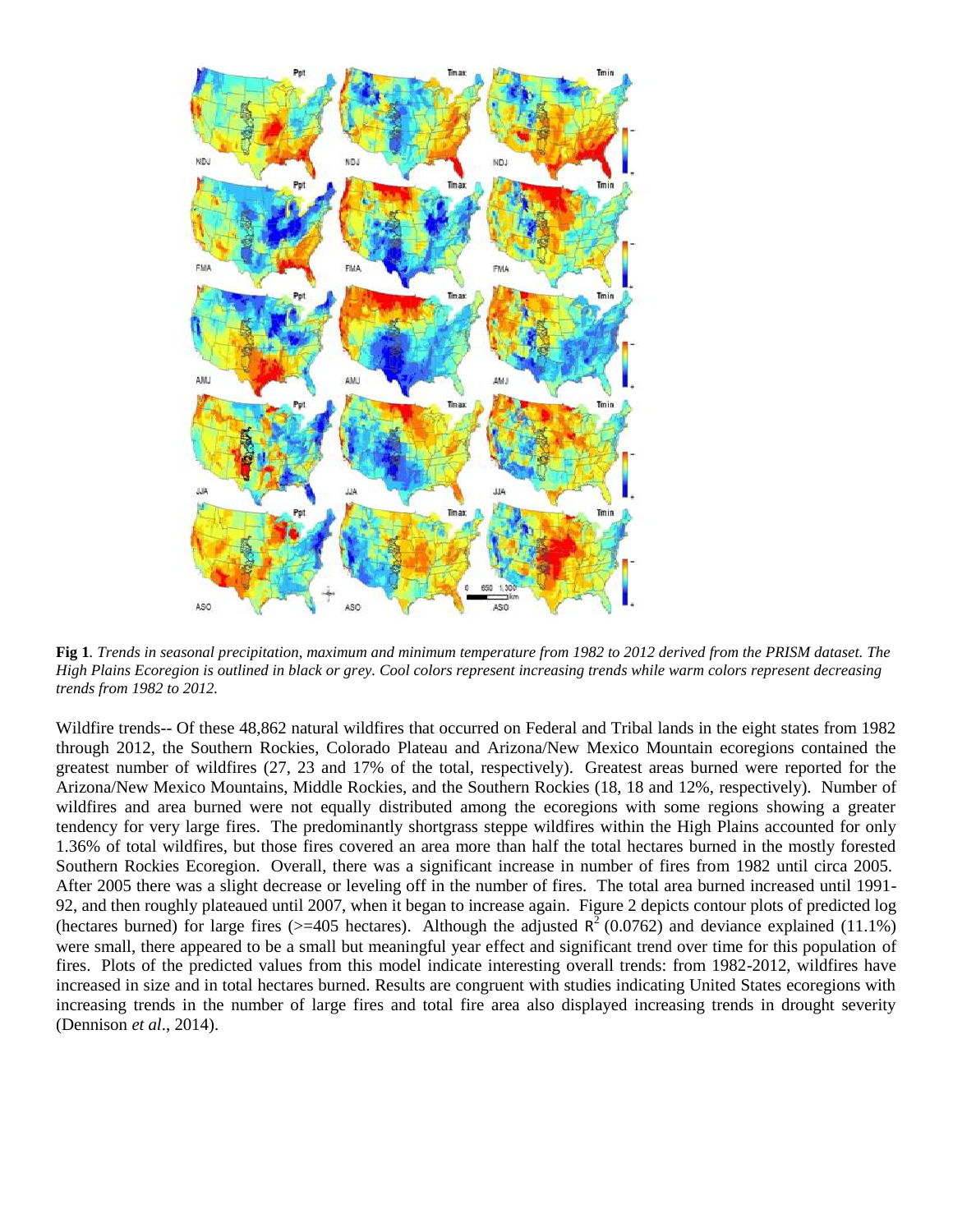**Fig 1**. *Trends in seasonal precipitation, maximum and minimum temperature from 1982 to 2012 derived from the PRISM dataset. The High Plains Ecoregion is outlined in black or grey. Cool colors represent increasing trends while warm colors represent decreasing trends from 1982 to 2012.*

Wildfire trends-- Of these 48,862 natural wildfires that occurred on Federal and Tribal lands in the eight states from 1982 through 2012, the Southern Rockies, Colorado Plateau and Arizona/New Mexico Mountain ecoregions contained the greatest number of wildfires (27, 23 and 17% of the total, respectively). Greatest areas burned were reported for the Arizona/New Mexico Mountains, Middle Rockies, and the Southern Rockies (18, 18 and 12%, respectively). Number of wildfires and area burned were not equally distributed among the ecoregions with some regions showing a greater tendency for very large fires. The predominantly shortgrass steppe wildfires within the High Plains accounted for only 1.36% of total wildfires, but those fires covered an area more than half the total hectares burned in the mostly forested Southern Rockies Ecoregion. Overall, there was a significant increase in number of fires from 1982 until circa 2005. After 2005 there was a slight decrease or leveling off in the number of fires. The total area burned increased until 1991-92, and then roughly plateaued until 2007, when it began to increase again. Figure 2 depicts contour plots of predicted log (hectares burned) for large fires (>=405 hectares). Although the adjusted $R^2$ (0.0762) and deviance explained (11.1%) were small, there appeared to be a small but meaningful year effect and significant trend over time for this population of fires. Plots of the predicted values from this model indicate interesting overall trends: from 1982-2012, wildfires have increased in size and in total hectares burned. Results are congruent with studies indicating United States ecoregions with increasing trends in the number of large fires and total fire area also displayed increasing trends in drought severity (Dennison *et al*., 2014).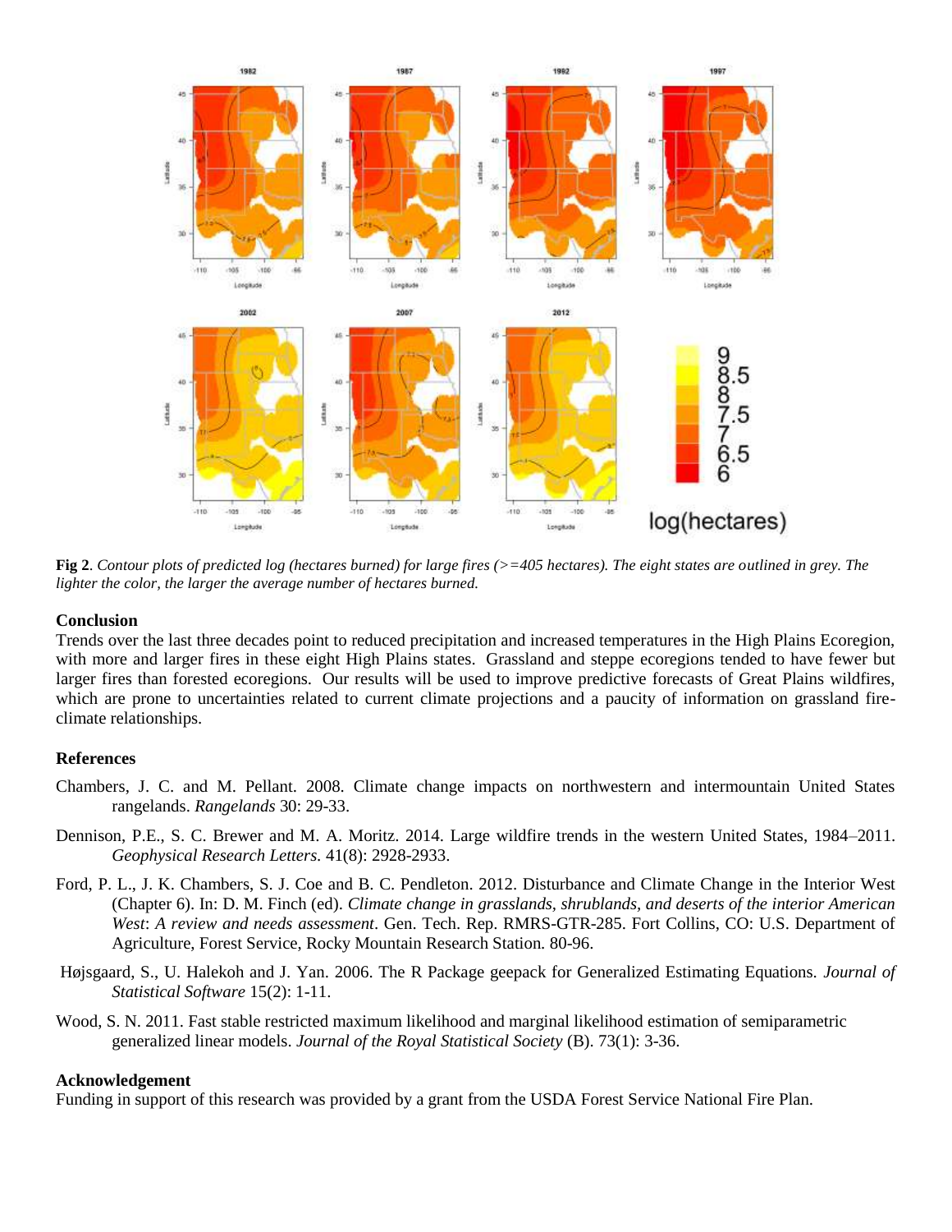1982

1987

1992

1997

2002

2007

2012

Latitude

Longitude

9
8.5
8
7.5
7
6.5
6

log(hectares)

**Fig 2**. *Contour plots of predicted log (hectares burned) for large fires (>=405 hectares). The eight states are outlined in grey. The lighter the color, the larger the average number of hectares burned.*

## Conclusion

Trends over the last three decades point to reduced precipitation and increased temperatures in the High Plains Ecoregion, with more and larger fires in these eight High Plains states. Grassland and steppe ecoregions tended to have fewer but larger fires than forested ecoregions. Our results will be used to improve predictive forecasts of Great Plains wildfires, which are prone to uncertainties related to current climate projections and a paucity of information on grassland fire-climate relationships.

## References

Chambers, J. C. and M. Pellant. 2008. Climate change impacts on northwestern and intermountain United States rangelands. *Rangelands* 30: 29-33.

Dennison, P.E., S. C. Brewer and M. A. Moritz. 2014. Large wildfire trends in the western United States, 1984–2011. *Geophysical Research Letters.* 41(8): 2928-2933.

Ford, P. L., J. K. Chambers, S. J. Coe and B. C. Pendleton. 2012. Disturbance and Climate Change in the Interior West (Chapter 6). In: D. M. Finch (ed). *Climate change in grasslands, shrublands, and deserts of the interior American West*: *A review and needs assessment*. Gen. Tech. Rep. RMRS-GTR-285. Fort Collins, CO: U.S. Department of Agriculture, Forest Service, Rocky Mountain Research Station. 80-96.

Højsgaard, S., U. Halekoh and J. Yan. 2006. The R Package geepack for Generalized Estimating Equations. *Journal of Statistical Software* 15(2): 1-11.

Wood, S. N. 2011. Fast stable restricted maximum likelihood and marginal likelihood estimation of semiparametric generalized linear models. *Journal of the Royal Statistical Society* (B). 73(1): 3-36.

## Acknowledgement

Funding in support of this research was provided by a grant from the USDA Forest Service National Fire Plan.